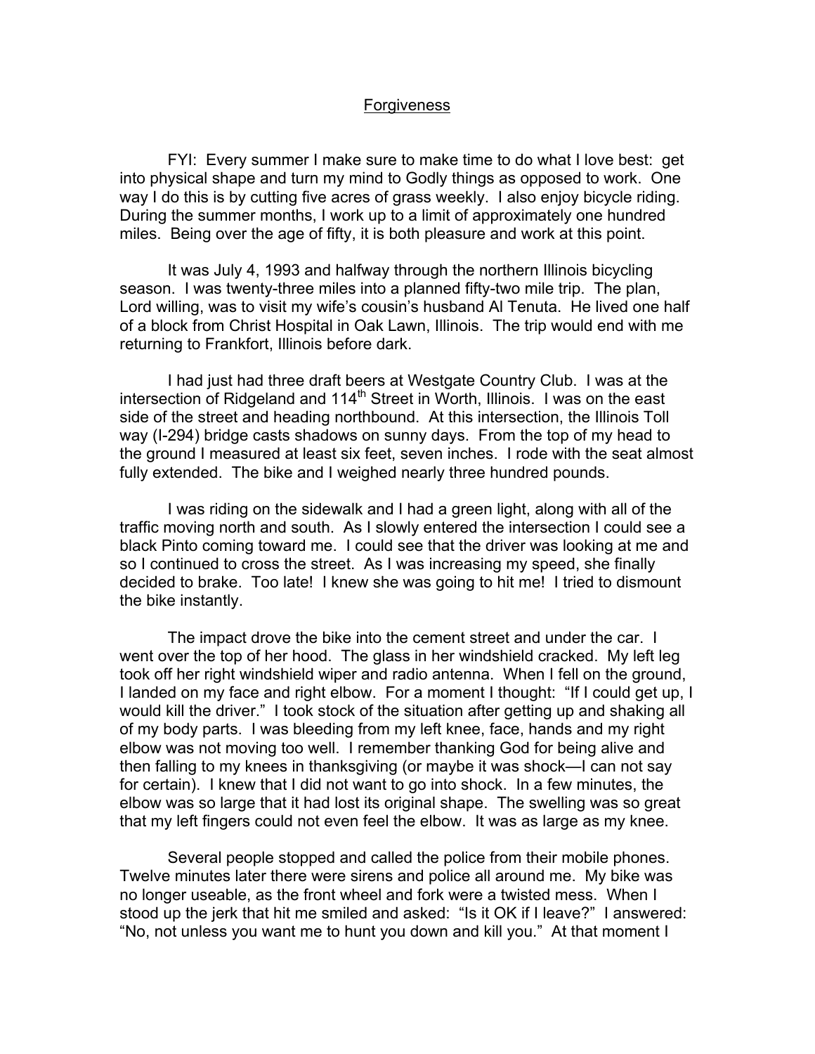# Forgiveness

FYI: Every summer I make sure to make time to do what I love best: get into physical shape and turn my mind to Godly things as opposed to work. One way I do this is by cutting five acres of grass weekly. I also enjoy bicycle riding. During the summer months, I work up to a limit of approximately one hundred miles. Being over the age of fifty, it is both pleasure and work at this point.

It was July 4, 1993 and halfway through the northern Illinois bicycling season. I was twenty-three miles into a planned fifty-two mile trip. The plan, Lord willing, was to visit my wife's cousin's husband Al Tenuta. He lived one half of a block from Christ Hospital in Oak Lawn, Illinois. The trip would end with me returning to Frankfort, Illinois before dark.

I had just had three draft beers at Westgate Country Club. I was at the intersection of Ridgeland and 114th Street in Worth, Illinois. I was on the east side of the street and heading northbound. At this intersection, the Illinois Toll way (I-294) bridge casts shadows on sunny days. From the top of my head to the ground I measured at least six feet, seven inches. I rode with the seat almost fully extended. The bike and I weighed nearly three hundred pounds.

I was riding on the sidewalk and I had a green light, along with all of the traffic moving north and south. As I slowly entered the intersection I could see a black Pinto coming toward me. I could see that the driver was looking at me and so I continued to cross the street. As I was increasing my speed, she finally decided to brake. Too late! I knew she was going to hit me! I tried to dismount the bike instantly.

The impact drove the bike into the cement street and under the car. I went over the top of her hood. The glass in her windshield cracked. My left leg took off her right windshield wiper and radio antenna. When I fell on the ground, I landed on my face and right elbow. For a moment I thought: "If I could get up, I would kill the driver." I took stock of the situation after getting up and shaking all of my body parts. I was bleeding from my left knee, face, hands and my right elbow was not moving too well. I remember thanking God for being alive and then falling to my knees in thanksgiving (or maybe it was shock—I can not say for certain). I knew that I did not want to go into shock. In a few minutes, the elbow was so large that it had lost its original shape. The swelling was so great that my left fingers could not even feel the elbow. It was as large as my knee.

Several people stopped and called the police from their mobile phones. Twelve minutes later there were sirens and police all around me. My bike was no longer useable, as the front wheel and fork were a twisted mess. When I stood up the jerk that hit me smiled and asked: "Is it OK if I leave?" I answered: "No, not unless you want me to hunt you down and kill you." At that moment I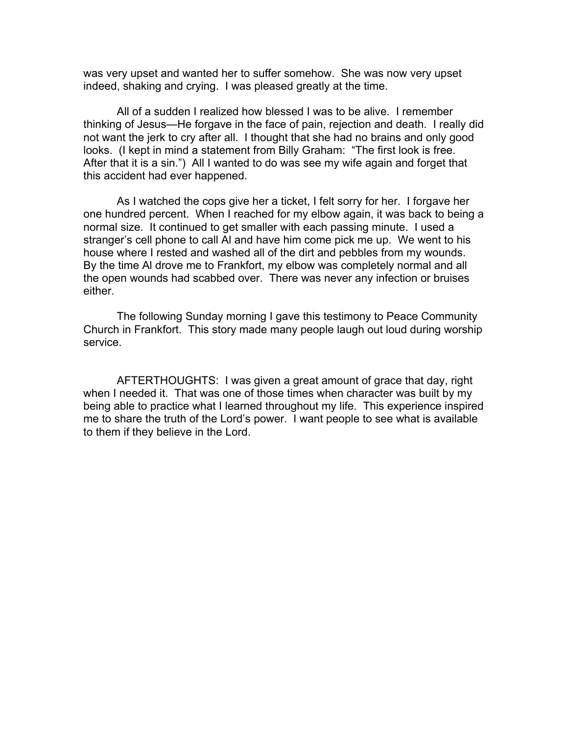was very upset and wanted her to suffer somehow. She was now very upset indeed, shaking and crying. I was pleased greatly at the time.

All of a sudden I realized how blessed I was to be alive. I remember thinking of Jesus—He forgave in the face of pain, rejection and death. I really did not want the jerk to cry after all. I thought that she had no brains and only good looks. (I kept in mind a statement from Billy Graham: "The first look is free. After that it is a sin.") All I wanted to do was see my wife again and forget that this accident had ever happened.

As I watched the cops give her a ticket, I felt sorry for her. I forgave her one hundred percent. When I reached for my elbow again, it was back to being a normal size. It continued to get smaller with each passing minute. I used a stranger's cell phone to call Al and have him come pick me up. We went to his house where I rested and washed all of the dirt and pebbles from my wounds. By the time Al drove me to Frankfort, my elbow was completely normal and all the open wounds had scabbed over. There was never any infection or bruises either.

The following Sunday morning I gave this testimony to Peace Community Church in Frankfort. This story made many people laugh out loud during worship service.

AFTERTHOUGHTS: I was given a great amount of grace that day, right when I needed it. That was one of those times when character was built by my being able to practice what I learned throughout my life. This experience inspired me to share the truth of the Lord's power. I want people to see what is available to them if they believe in the Lord.